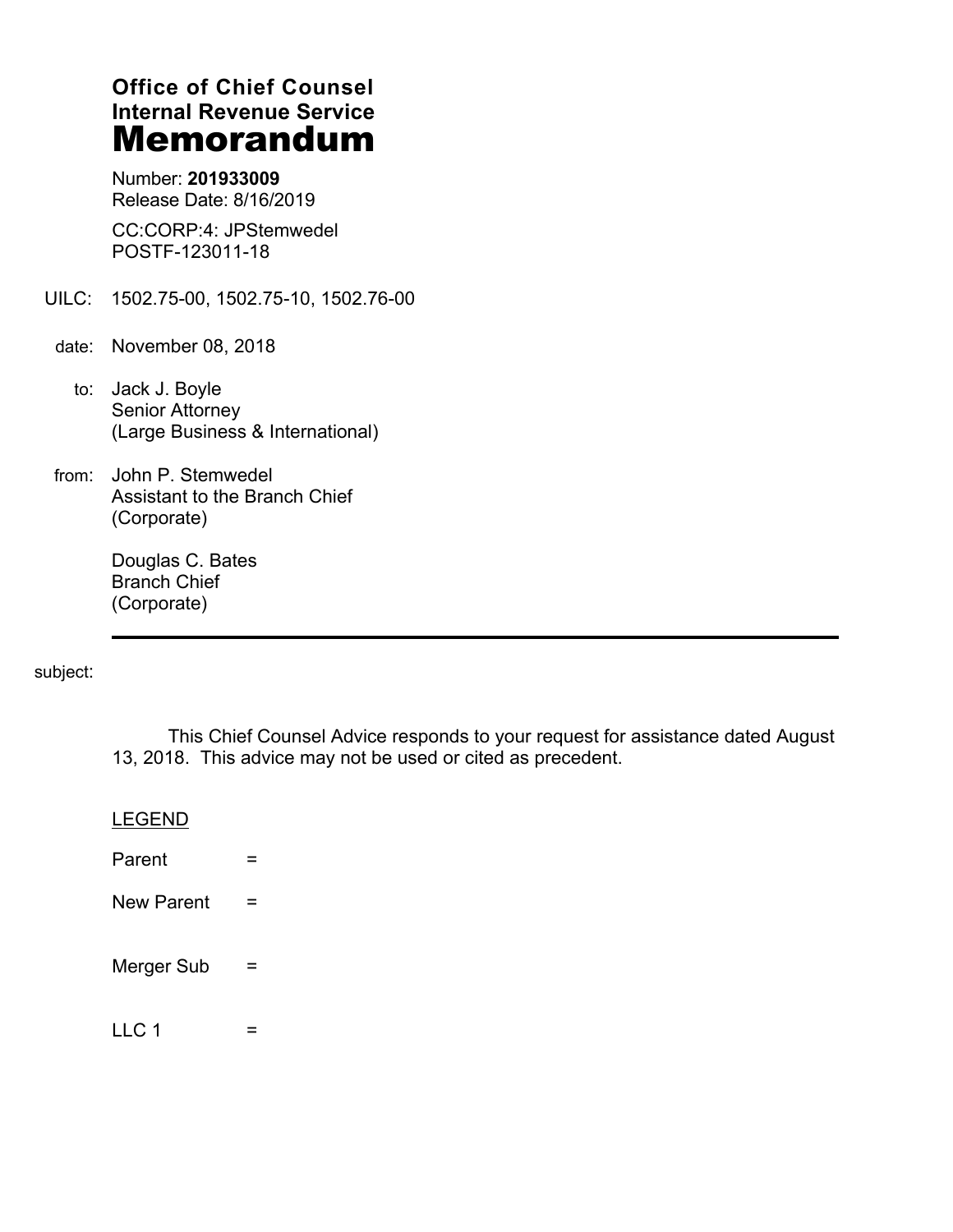**Office of Chief Counsel**
**Internal Revenue Service**
# Memorandum

Number: **201933009**
Release Date: 8/16/2019

CC:CORP:4: JPStemwedel
POSTF-123011-18

UILC: 1502.75-00, 1502.75-10, 1502.76-00

date: November 08, 2018

to: Jack J. Boyle
Senior Attorney
(Large Business & International)

from: John P. Stemwedel
Assistant to the Branch Chief
(Corporate)

Douglas C. Bates
Branch Chief
(Corporate)

---

subject:

This Chief Counsel Advice responds to your request for assistance dated August 13, 2018. This advice may not be used or cited as precedent.

LEGEND

Parent =

New Parent =

Merger Sub =

LLC 1 =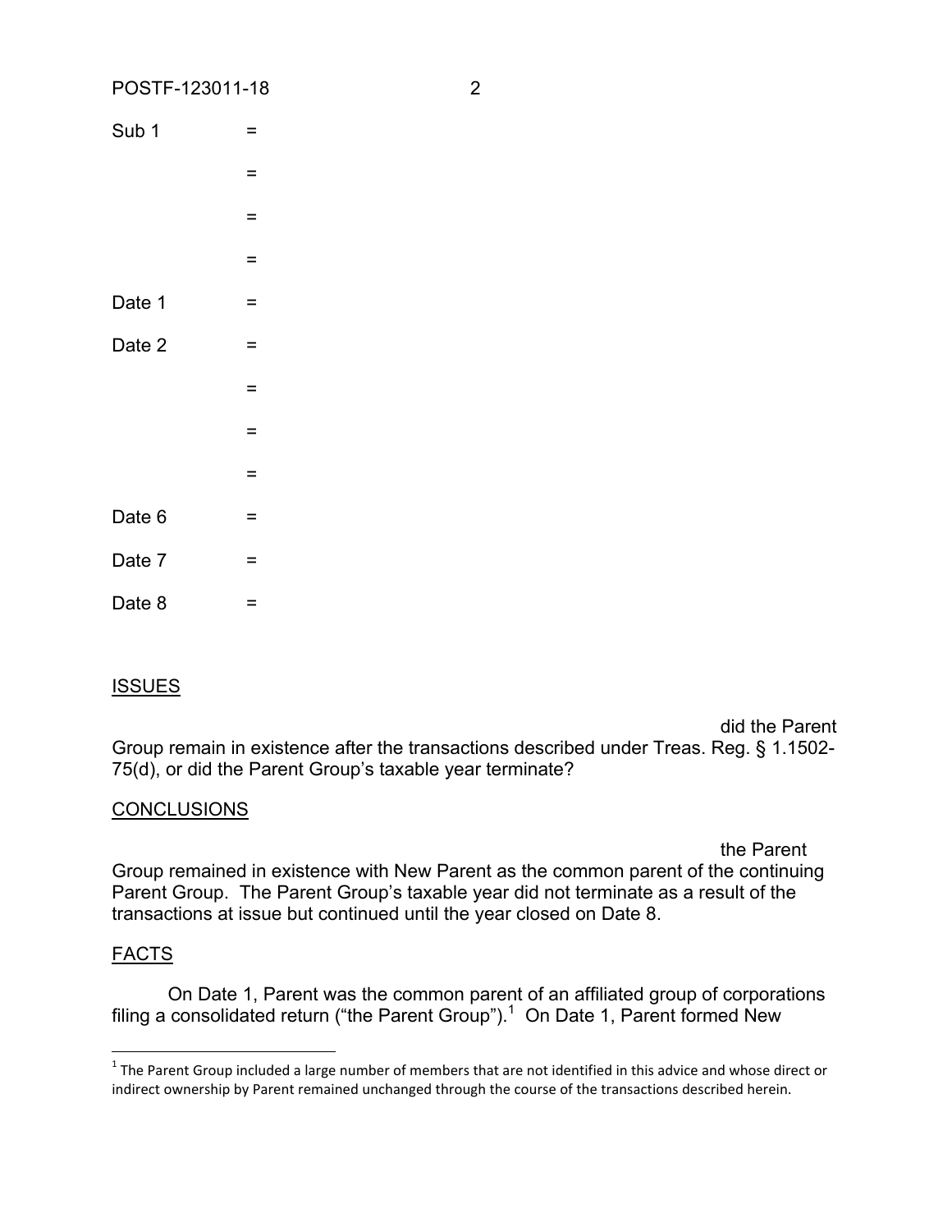Sub 1 =

=

=

=

Date 1 =

Date 2 =

=

=

=

Date 6 =

Date 7 =

Date 8 =

## ISSUES

did the Parent Group remain in existence after the transactions described under Treas. Reg. § 1.1502-75(d), or did the Parent Group's taxable year terminate?

## CONCLUSIONS

the Parent Group remained in existence with New Parent as the common parent of the continuing Parent Group. The Parent Group's taxable year did not terminate as a result of the transactions at issue but continued until the year closed on Date 8.

## FACTS

On Date 1, Parent was the common parent of an affiliated group of corporations filing a consolidated return ("the Parent Group").[1] On Date 1, Parent formed New

---

[1] The Parent Group included a large number of members that are not identified in this advice and whose direct or indirect ownership by Parent remained unchanged through the course of the transactions described herein.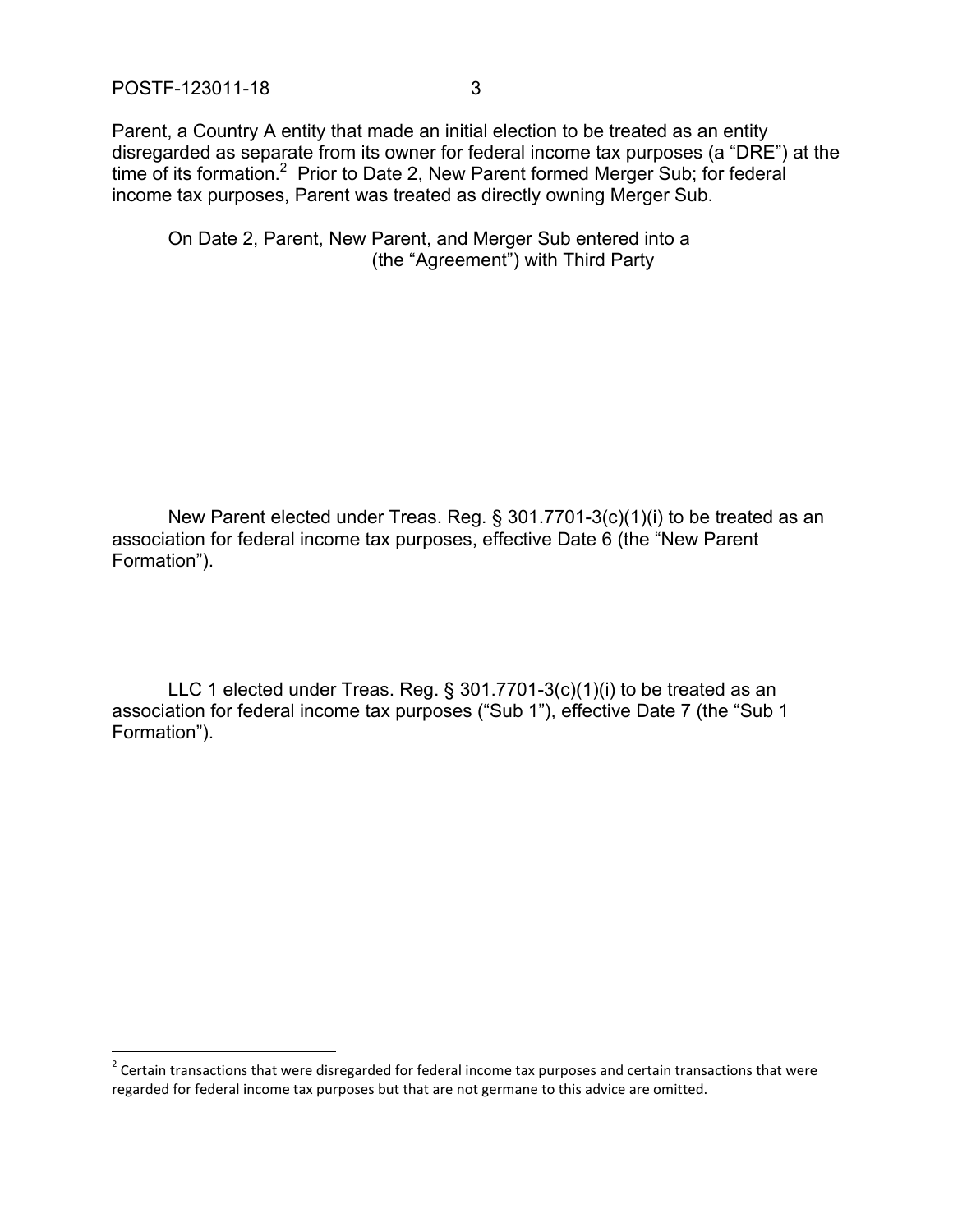Parent, a Country A entity that made an initial election to be treated as an entity disregarded as separate from its owner for federal income tax purposes (a "DRE") at the time of its formation.[2] Prior to Date 2, New Parent formed Merger Sub; for federal income tax purposes, Parent was treated as directly owning Merger Sub.

On Date 2, Parent, New Parent, and Merger Sub entered into a (the "Agreement") with Third Party

New Parent elected under Treas. Reg. § 301.7701-3(c)(1)(i) to be treated as an association for federal income tax purposes, effective Date 6 (the "New Parent Formation").

LLC 1 elected under Treas. Reg. § 301.7701-3(c)(1)(i) to be treated as an association for federal income tax purposes ("Sub 1"), effective Date 7 (the "Sub 1 Formation").

[2] Certain transactions that were disregarded for federal income tax purposes and certain transactions that were regarded for federal income tax purposes but that are not germane to this advice are omitted.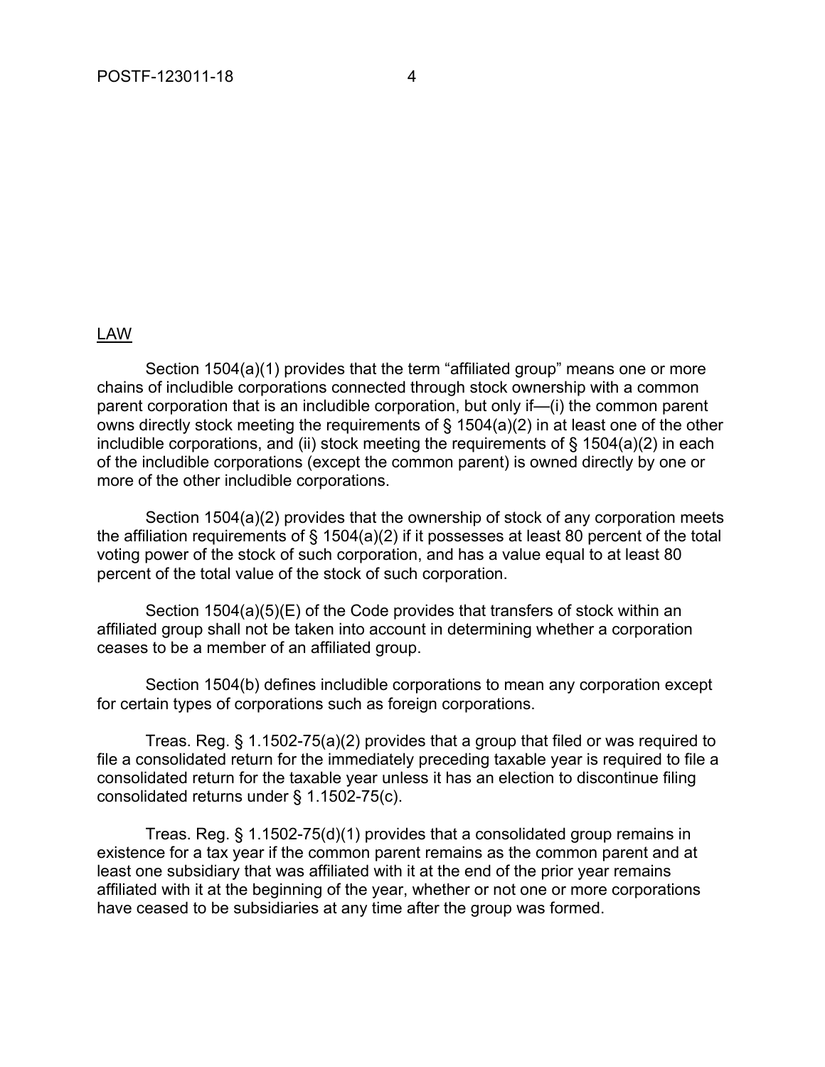<u>LAW</u>

Section 1504(a)(1) provides that the term “affiliated group” means one or more chains of includible corporations connected through stock ownership with a common parent corporation that is an includible corporation, but only if—(i) the common parent owns directly stock meeting the requirements of § 1504(a)(2) in at least one of the other includible corporations, and (ii) stock meeting the requirements of § 1504(a)(2) in each of the includible corporations (except the common parent) is owned directly by one or more of the other includible corporations.

Section 1504(a)(2) provides that the ownership of stock of any corporation meets the affiliation requirements of § 1504(a)(2) if it possesses at least 80 percent of the total voting power of the stock of such corporation, and has a value equal to at least 80 percent of the total value of the stock of such corporation.

Section 1504(a)(5)(E) of the Code provides that transfers of stock within an affiliated group shall not be taken into account in determining whether a corporation ceases to be a member of an affiliated group.

Section 1504(b) defines includible corporations to mean any corporation except for certain types of corporations such as foreign corporations.

Treas. Reg. § 1.1502-75(a)(2) provides that a group that filed or was required to file a consolidated return for the immediately preceding taxable year is required to file a consolidated return for the taxable year unless it has an election to discontinue filing consolidated returns under § 1.1502-75(c).

Treas. Reg. § 1.1502-75(d)(1) provides that a consolidated group remains in existence for a tax year if the common parent remains as the common parent and at least one subsidiary that was affiliated with it at the end of the prior year remains affiliated with it at the beginning of the year, whether or not one or more corporations have ceased to be subsidiaries at any time after the group was formed.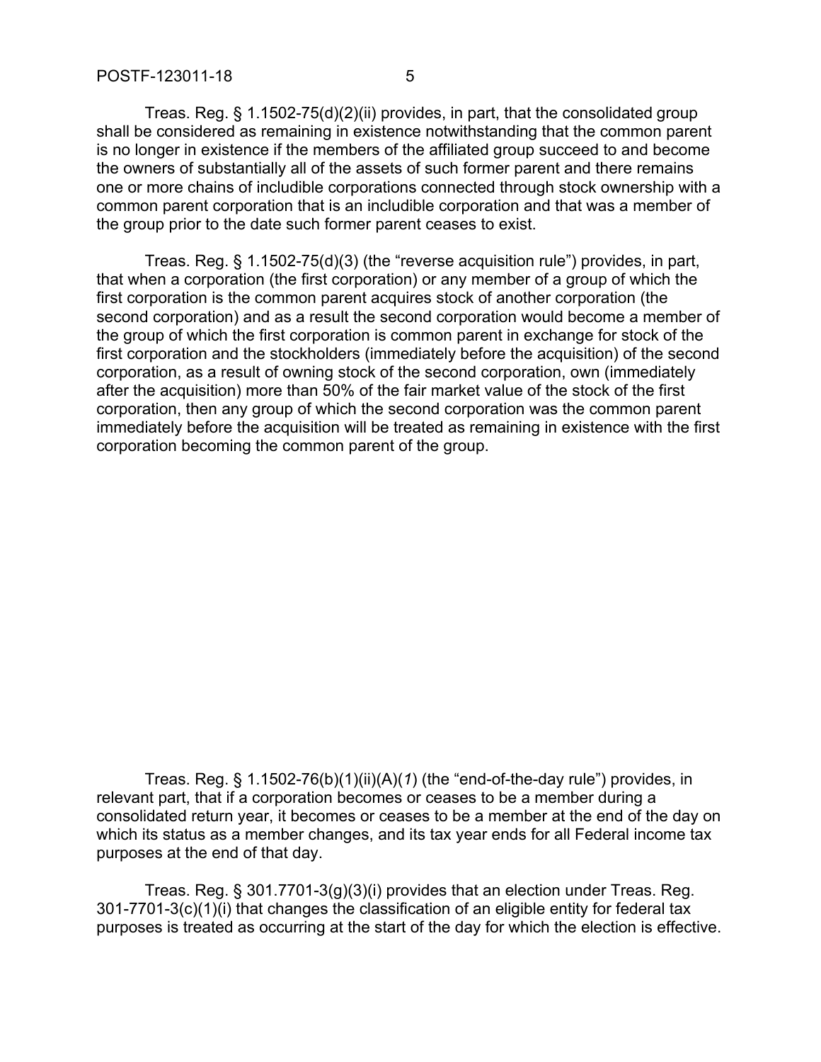Treas. Reg. § 1.1502-75(d)(2)(ii) provides, in part, that the consolidated group shall be considered as remaining in existence notwithstanding that the common parent is no longer in existence if the members of the affiliated group succeed to and become the owners of substantially all of the assets of such former parent and there remains one or more chains of includible corporations connected through stock ownership with a common parent corporation that is an includible corporation and that was a member of the group prior to the date such former parent ceases to exist.

Treas. Reg. § 1.1502-75(d)(3) (the "reverse acquisition rule") provides, in part, that when a corporation (the first corporation) or any member of a group of which the first corporation is the common parent acquires stock of another corporation (the second corporation) and as a result the second corporation would become a member of the group of which the first corporation is common parent in exchange for stock of the first corporation and the stockholders (immediately before the acquisition) of the second corporation, as a result of owning stock of the second corporation, own (immediately after the acquisition) more than 50% of the fair market value of the stock of the first corporation, then any group of which the second corporation was the common parent immediately before the acquisition will be treated as remaining in existence with the first corporation becoming the common parent of the group.

Treas. Reg. § 1.1502-76(b)(1)(ii)(A)(*1*) (the "end-of-the-day rule") provides, in relevant part, that if a corporation becomes or ceases to be a member during a consolidated return year, it becomes or ceases to be a member at the end of the day on which its status as a member changes, and its tax year ends for all Federal income tax purposes at the end of that day.

Treas. Reg. § 301.7701-3(g)(3)(i) provides that an election under Treas. Reg. 301-7701-3(c)(1)(i) that changes the classification of an eligible entity for federal tax purposes is treated as occurring at the start of the day for which the election is effective.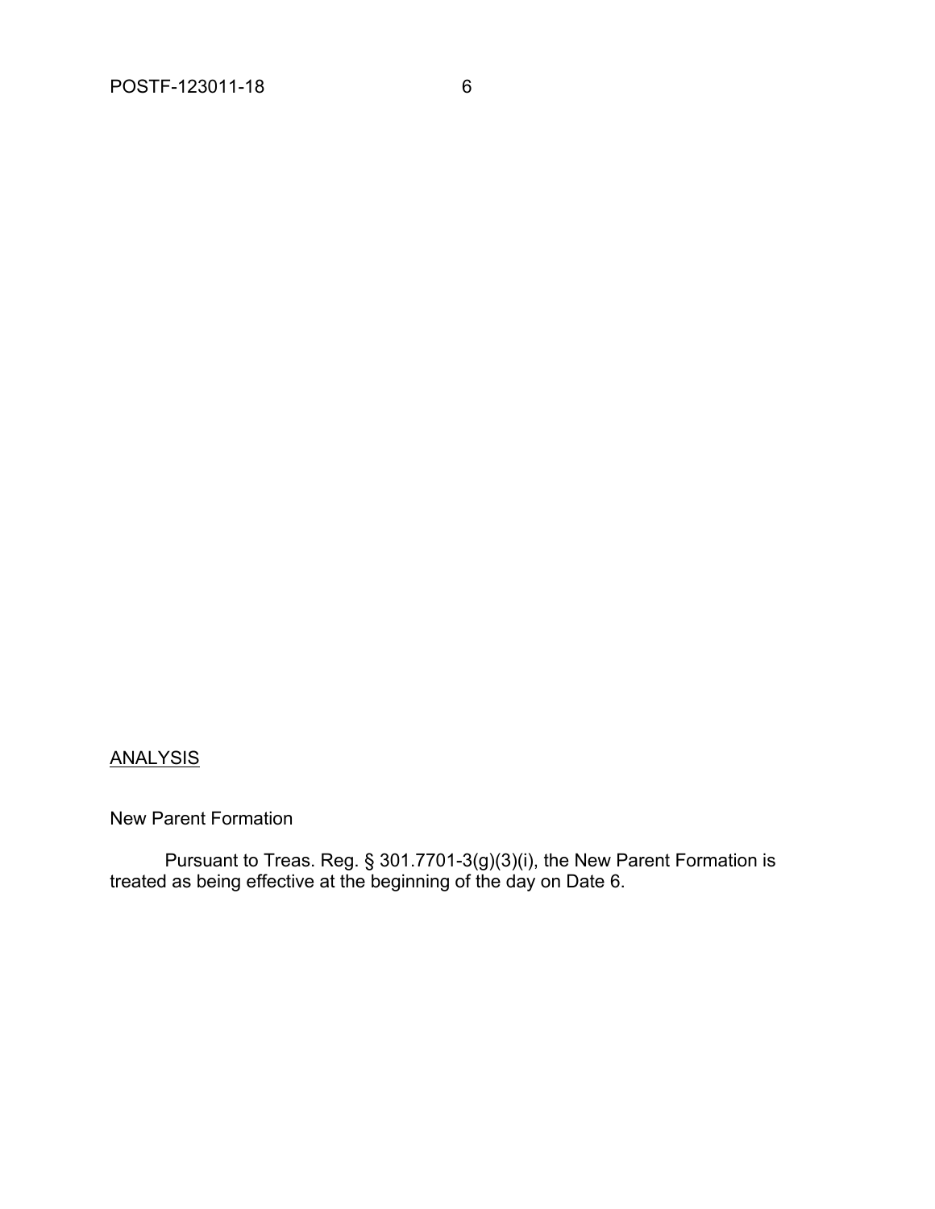## ANALYSIS

New Parent Formation

Pursuant to Treas. Reg. § 301.7701-3(g)(3)(i), the New Parent Formation is treated as being effective at the beginning of the day on Date 6.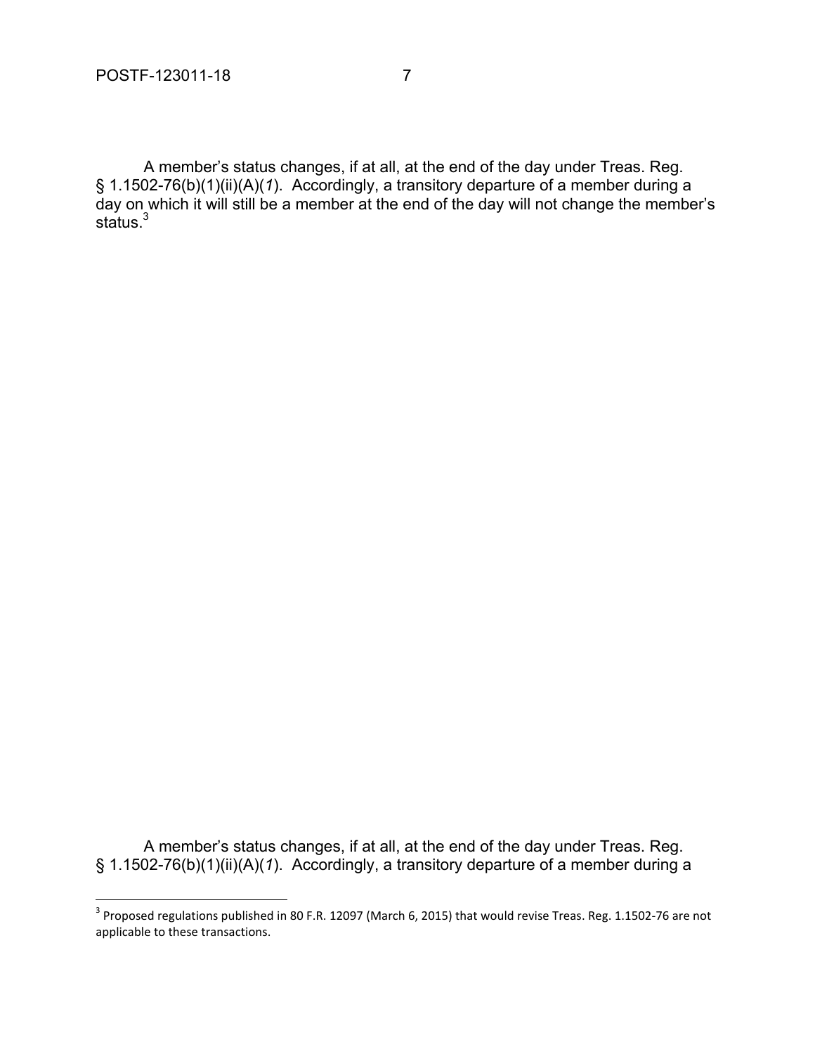A member's status changes, if at all, at the end of the day under Treas. Reg. § 1.1502-76(b)(1)(ii)(A)(*1*). Accordingly, a transitory departure of a member during a day on which it will still be a member at the end of the day will not change the member's status.[3]

A member's status changes, if at all, at the end of the day under Treas. Reg. § 1.1502-76(b)(1)(ii)(A)(*1*). Accordingly, a transitory departure of a member during a

---

[3] Proposed regulations published in 80 F.R. 12097 (March 6, 2015) that would revise Treas. Reg. 1.1502-76 are not applicable to these transactions.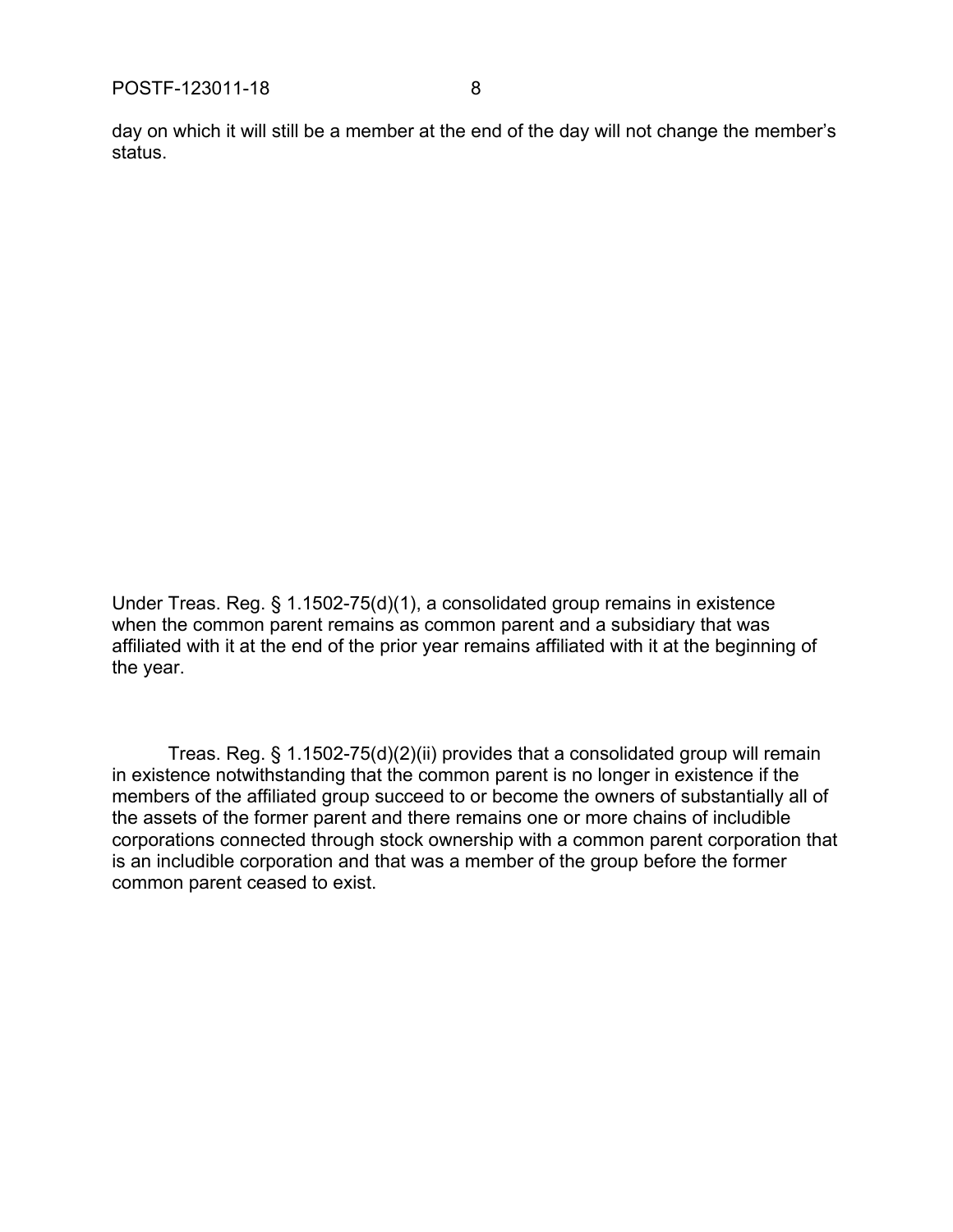day on which it will still be a member at the end of the day will not change the member's status.

Under Treas. Reg. § 1.1502-75(d)(1), a consolidated group remains in existence when the common parent remains as common parent and a subsidiary that was affiliated with it at the end of the prior year remains affiliated with it at the beginning of the year.

Treas. Reg. § 1.1502-75(d)(2)(ii) provides that a consolidated group will remain in existence notwithstanding that the common parent is no longer in existence if the members of the affiliated group succeed to or become the owners of substantially all of the assets of the former parent and there remains one or more chains of includible corporations connected through stock ownership with a common parent corporation that is an includible corporation and that was a member of the group before the former common parent ceased to exist.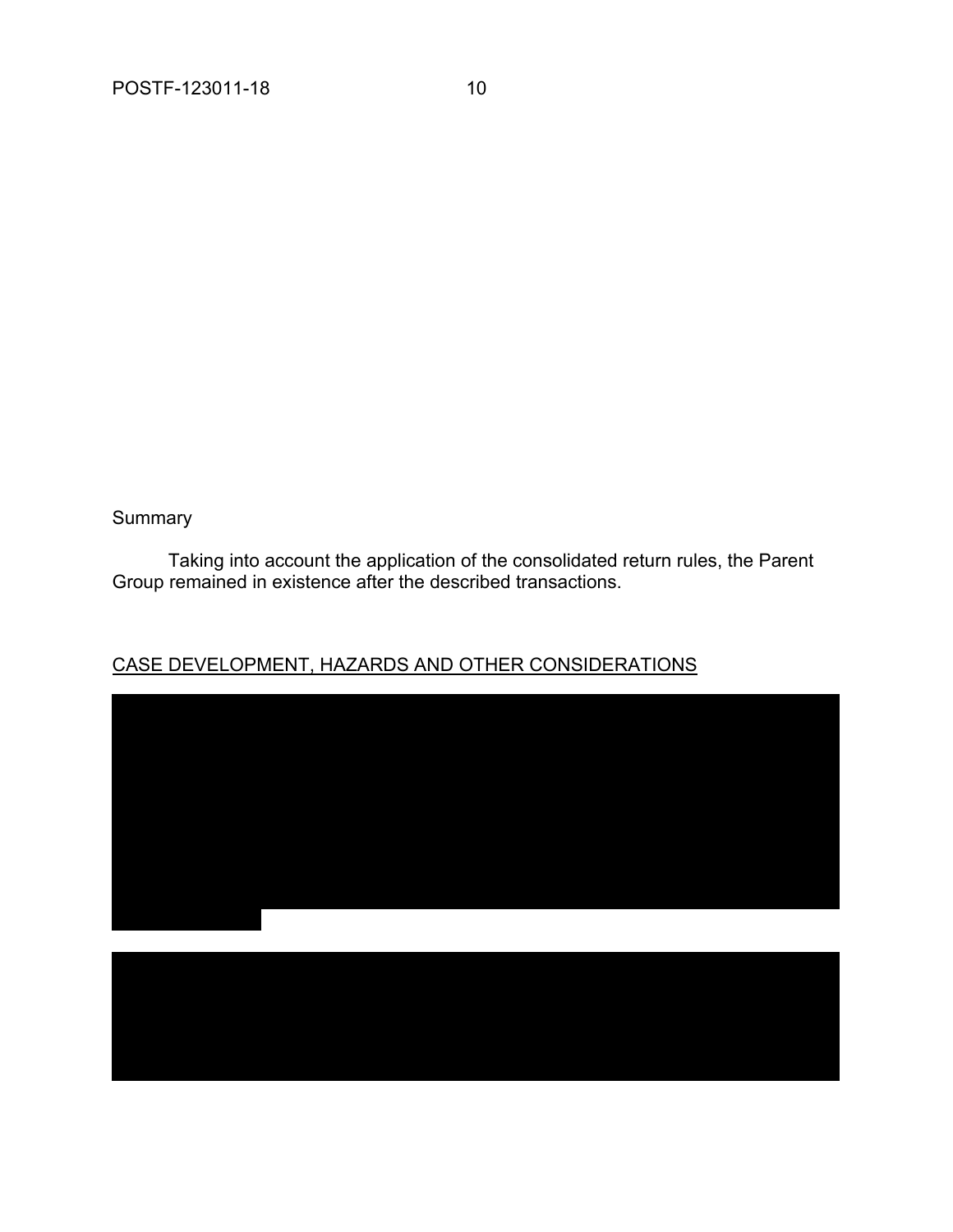Summary

Taking into account the application of the consolidated return rules, the Parent Group remained in existence after the described transactions.

## CASE DEVELOPMENT, HAZARDS AND OTHER CONSIDERATIONS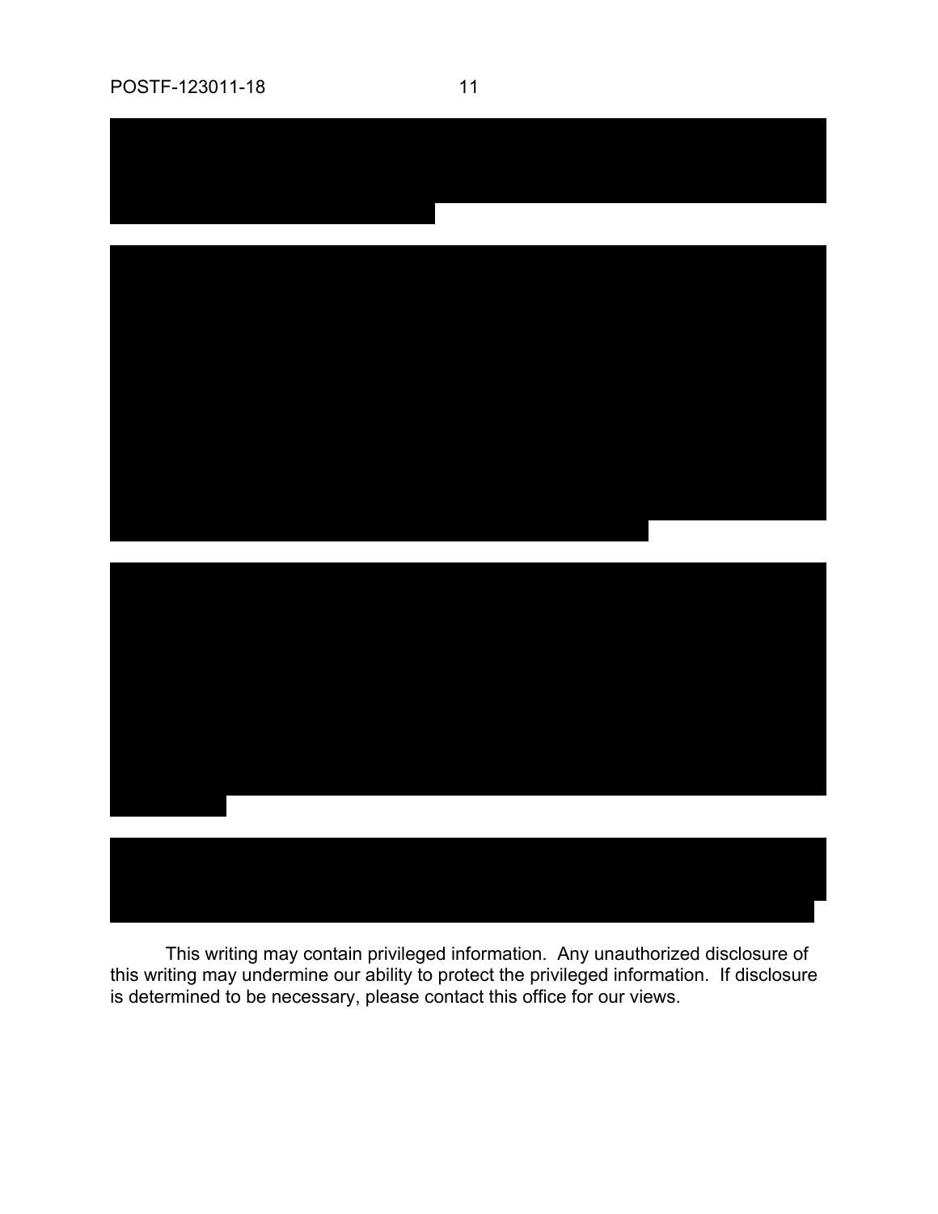This writing may contain privileged information. Any unauthorized disclosure of this writing may undermine our ability to protect the privileged information. If disclosure is determined to be necessary, please contact this office for our views.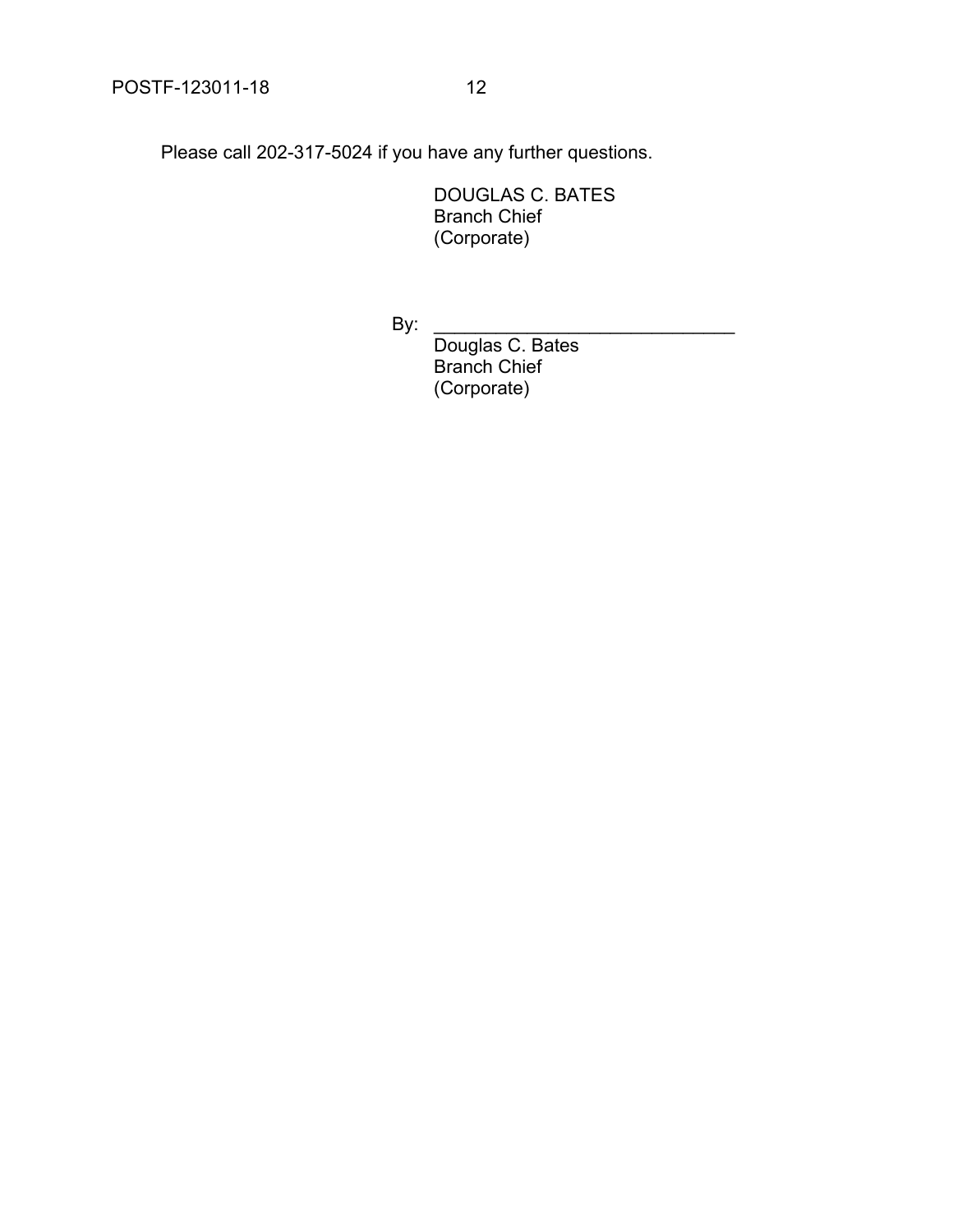Please call 202-317-5024 if you have any further questions.

DOUGLAS C. BATES  
Branch Chief  
(Corporate)

By: ______________________________  
Douglas C. Bates  
Branch Chief  
(Corporate)